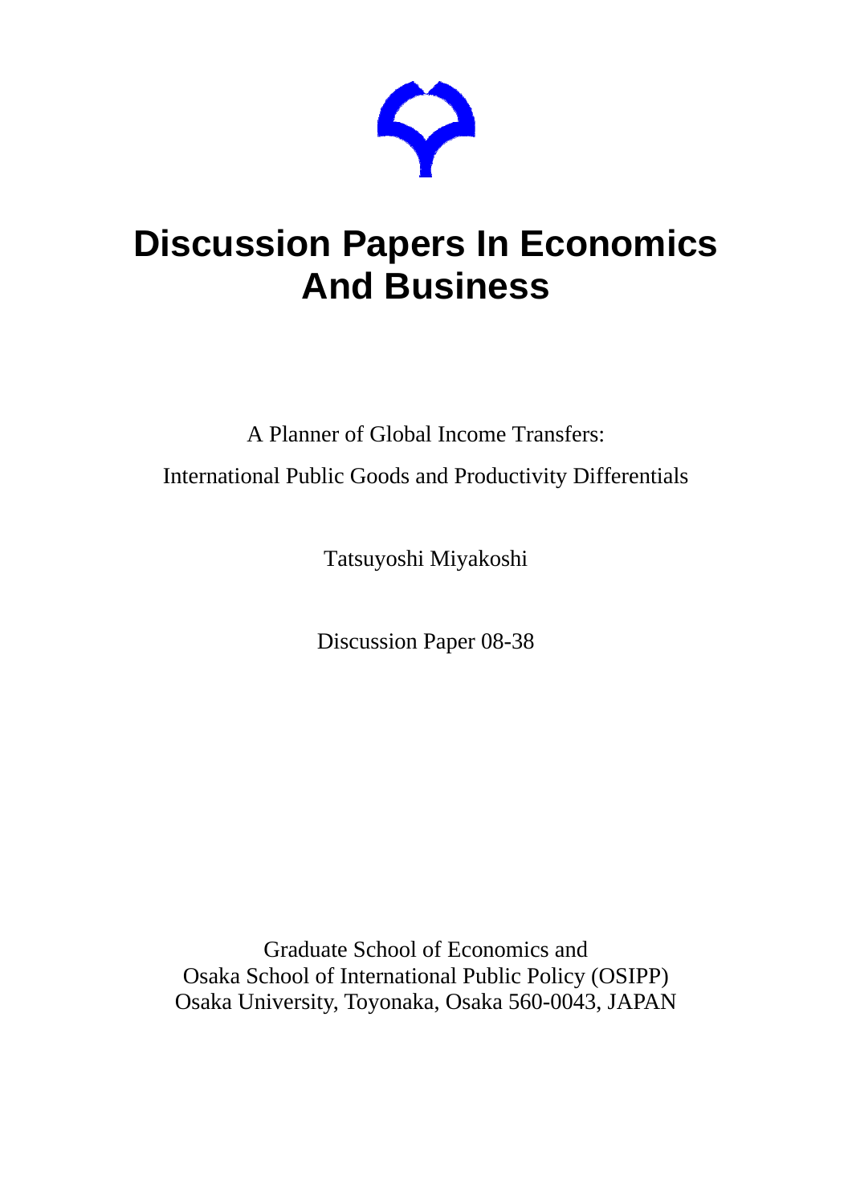# Discussion Papers In Economics And Business

A Planner of Global Income Transfers:

International Public Goods and Productivity Differentials

Tatsuyoshi Miyakoshi

Discussion Paper 08-38

Graduate School of Economics and
Osaka School of International Public Policy (OSIPP)
Osaka University, Toyonaka, Osaka 560-0043, JAPAN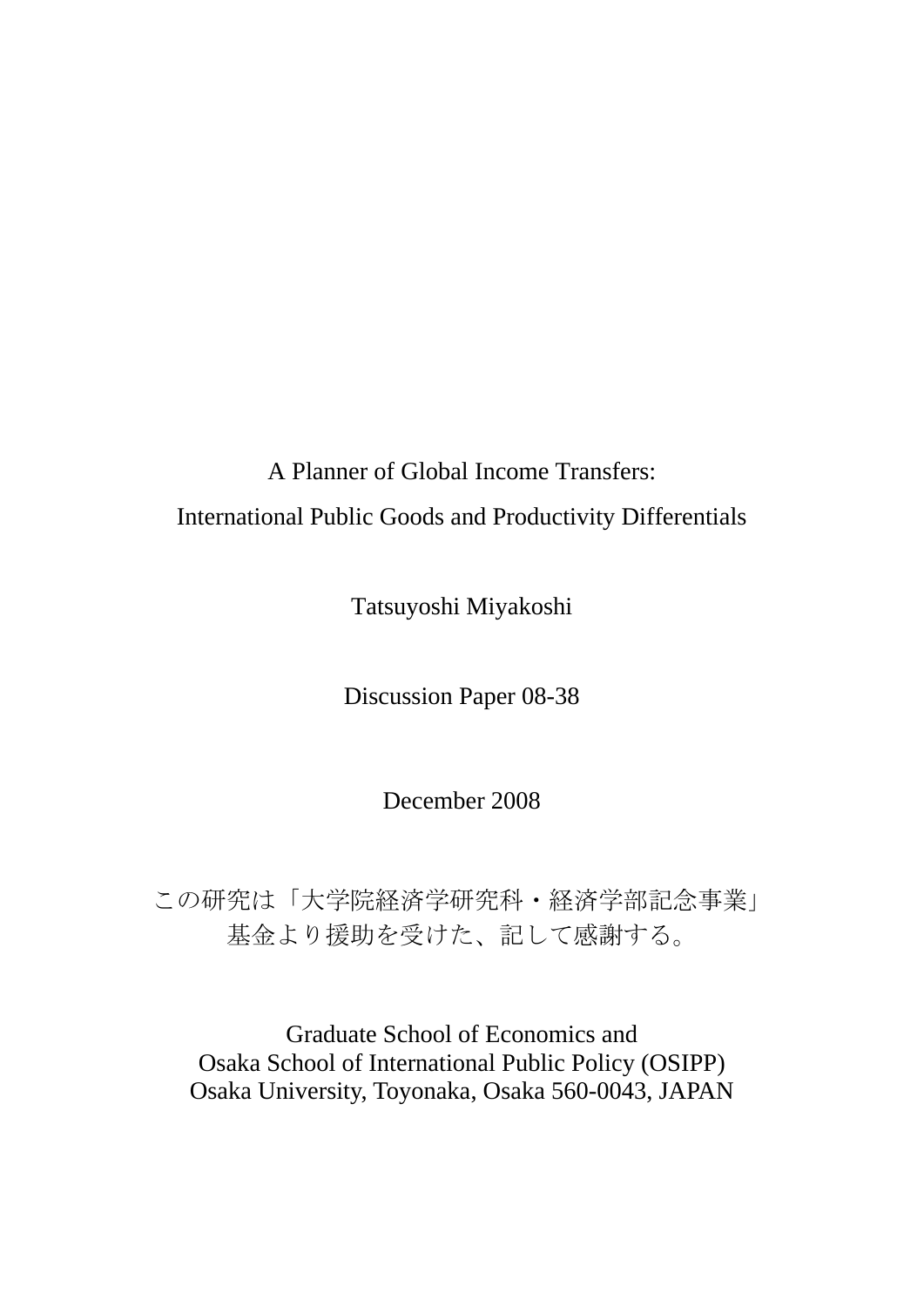A Planner of Global Income Transfers:

International Public Goods and Productivity Differentials

Tatsuyoshi Miyakoshi

Discussion Paper 08-38

December 2008

この研究は「大学院経済学研究科・経済学部記念事業」基金より援助を受けた、記して感謝する。

Graduate School of Economics and  
Osaka School of International Public Policy (OSIPP)  
Osaka University, Toyonaka, Osaka 560-0043, JAPAN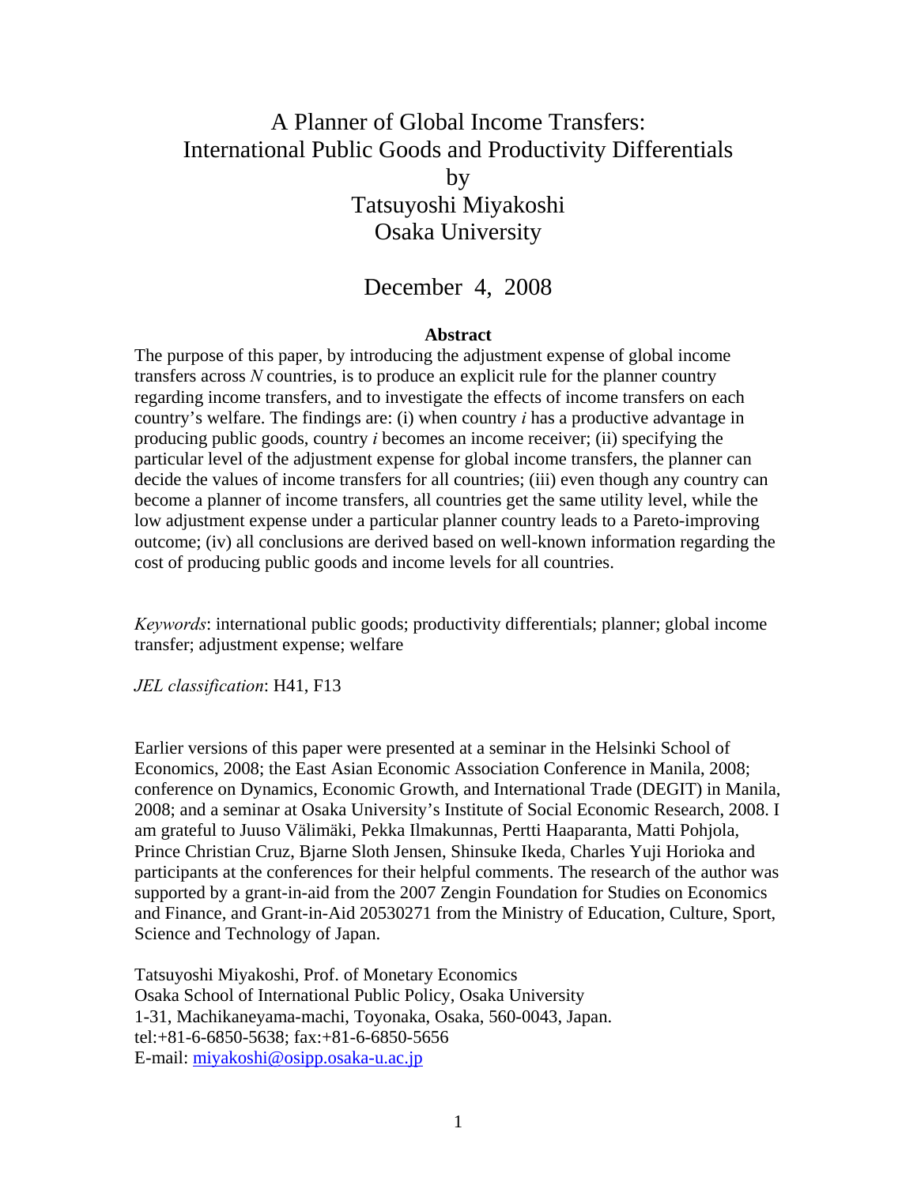# A Planner of Global Income Transfers: International Public Goods and Productivity Differentials

by

Tatsuyoshi Miyakoshi

Osaka University

December 4, 2008

**Abstract**

The purpose of this paper, by introducing the adjustment expense of global income transfers across *N* countries, is to produce an explicit rule for the planner country regarding income transfers, and to investigate the effects of income transfers on each country's welfare. The findings are: (i) when country *i* has a productive advantage in producing public goods, country *i* becomes an income receiver; (ii) specifying the particular level of the adjustment expense for global income transfers, the planner can decide the values of income transfers for all countries; (iii) even though any country can become a planner of income transfers, all countries get the same utility level, while the low adjustment expense under a particular planner country leads to a Pareto-improving outcome; (iv) all conclusions are derived based on well-known information regarding the cost of producing public goods and income levels for all countries.

*Keywords*: international public goods; productivity differentials; planner; global income transfer; adjustment expense; welfare

*JEL classification*: H41, F13

Earlier versions of this paper were presented at a seminar in the Helsinki School of Economics, 2008; the East Asian Economic Association Conference in Manila, 2008; conference on Dynamics, Economic Growth, and International Trade (DEGIT) in Manila, 2008; and a seminar at Osaka University's Institute of Social Economic Research, 2008. I am grateful to Juuso Välimäki, Pekka Ilmakunnas, Pertti Haaparanta, Matti Pohjola, Prince Christian Cruz, Bjarne Sloth Jensen, Shinsuke Ikeda, Charles Yuji Horioka and participants at the conferences for their helpful comments. The research of the author was supported by a grant-in-aid from the 2007 Zengin Foundation for Studies on Economics and Finance, and Grant-in-Aid 20530271 from the Ministry of Education, Culture, Sport, Science and Technology of Japan.

Tatsuyoshi Miyakoshi, Prof. of Monetary Economics
Osaka School of International Public Policy, Osaka University
1-31, Machikaneyama-machi, Toyonaka, Osaka, 560-0043, Japan.
tel:+81-6-6850-5638; fax:+81-6-6850-5656
E-mail: miyakoshi@osipp.osaka-u.ac.jp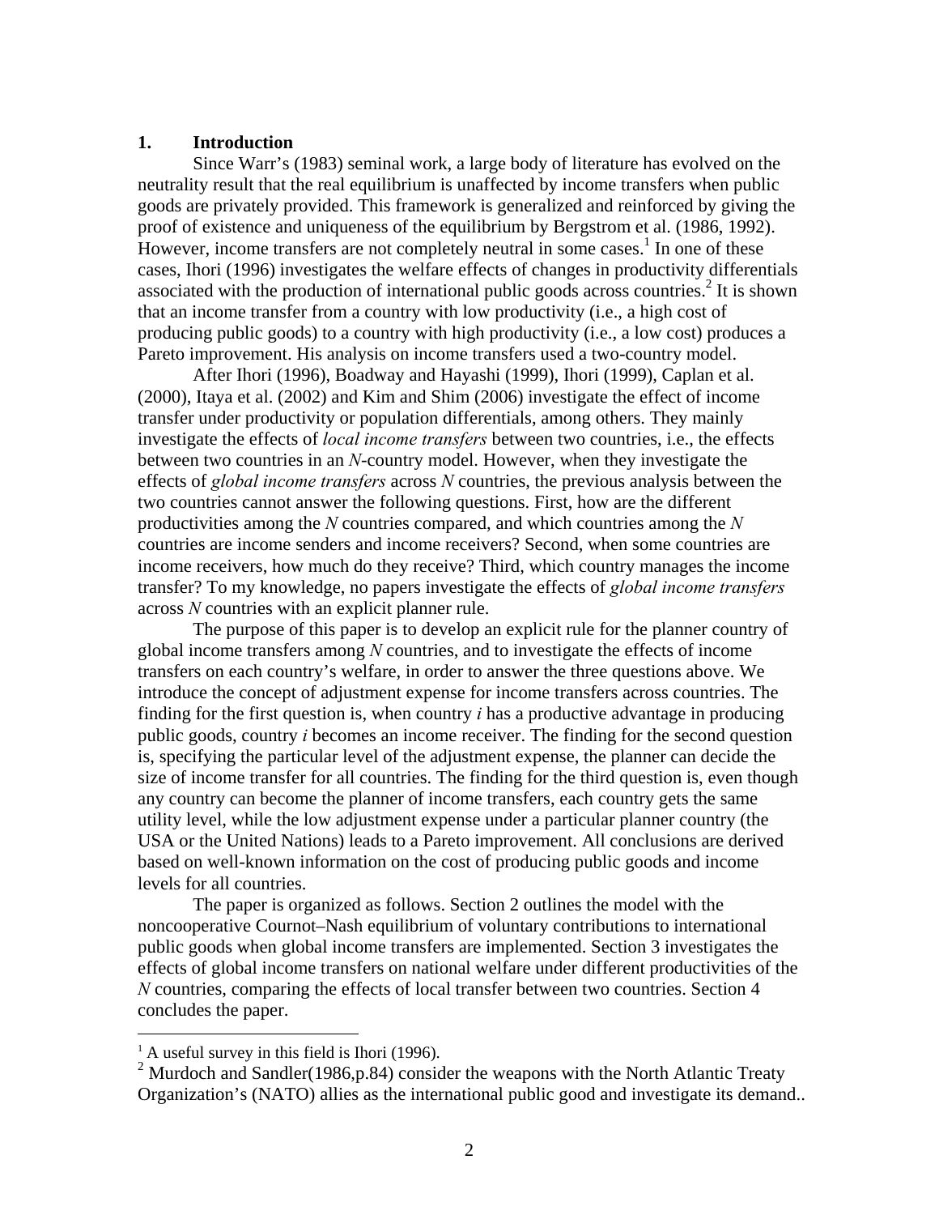## 1. Introduction

Since Warr's (1983) seminal work, a large body of literature has evolved on the neutrality result that the real equilibrium is unaffected by income transfers when public goods are privately provided. This framework is generalized and reinforced by giving the proof of existence and uniqueness of the equilibrium by Bergstrom et al. (1986, 1992). However, income transfers are not completely neutral in some cases.[1] In one of these cases, Ihori (1996) investigates the welfare effects of changes in productivity differentials associated with the production of international public goods across countries.[2] It is shown that an income transfer from a country with low productivity (i.e., a high cost of producing public goods) to a country with high productivity (i.e., a low cost) produces a Pareto improvement. His analysis on income transfers used a two-country model.

After Ihori (1996), Boadway and Hayashi (1999), Ihori (1999), Caplan et al. (2000), Itaya et al. (2002) and Kim and Shim (2006) investigate the effect of income transfer under productivity or population differentials, among others. They mainly investigate the effects of *local income transfers* between two countries, i.e., the effects between two countries in an *N*-country model. However, when they investigate the effects of *global income transfers* across *N* countries, the previous analysis between the two countries cannot answer the following questions. First, how are the different productivities among the *N* countries compared, and which countries among the *N* countries are income senders and income receivers? Second, when some countries are income receivers, how much do they receive? Third, which country manages the income transfer? To my knowledge, no papers investigate the effects of *global income transfers* across *N* countries with an explicit planner rule.

The purpose of this paper is to develop an explicit rule for the planner country of global income transfers among *N* countries, and to investigate the effects of income transfers on each country's welfare, in order to answer the three questions above. We introduce the concept of adjustment expense for income transfers across countries. The finding for the first question is, when country *i* has a productive advantage in producing public goods, country *i* becomes an income receiver. The finding for the second question is, specifying the particular level of the adjustment expense, the planner can decide the size of income transfer for all countries. The finding for the third question is, even though any country can become the planner of income transfers, each country gets the same utility level, while the low adjustment expense under a particular planner country (the USA or the United Nations) leads to a Pareto improvement. All conclusions are derived based on well-known information on the cost of producing public goods and income levels for all countries.

The paper is organized as follows. Section 2 outlines the model with the noncooperative Cournot–Nash equilibrium of voluntary contributions to international public goods when global income transfers are implemented. Section 3 investigates the effects of global income transfers on national welfare under different productivities of the *N* countries, comparing the effects of local transfer between two countries. Section 4 concludes the paper.

[1] A useful survey in this field is Ihori (1996).

[2] Murdoch and Sandler(1986,p.84) consider the weapons with the North Atlantic Treaty Organization's (NATO) allies as the international public good and investigate its demand..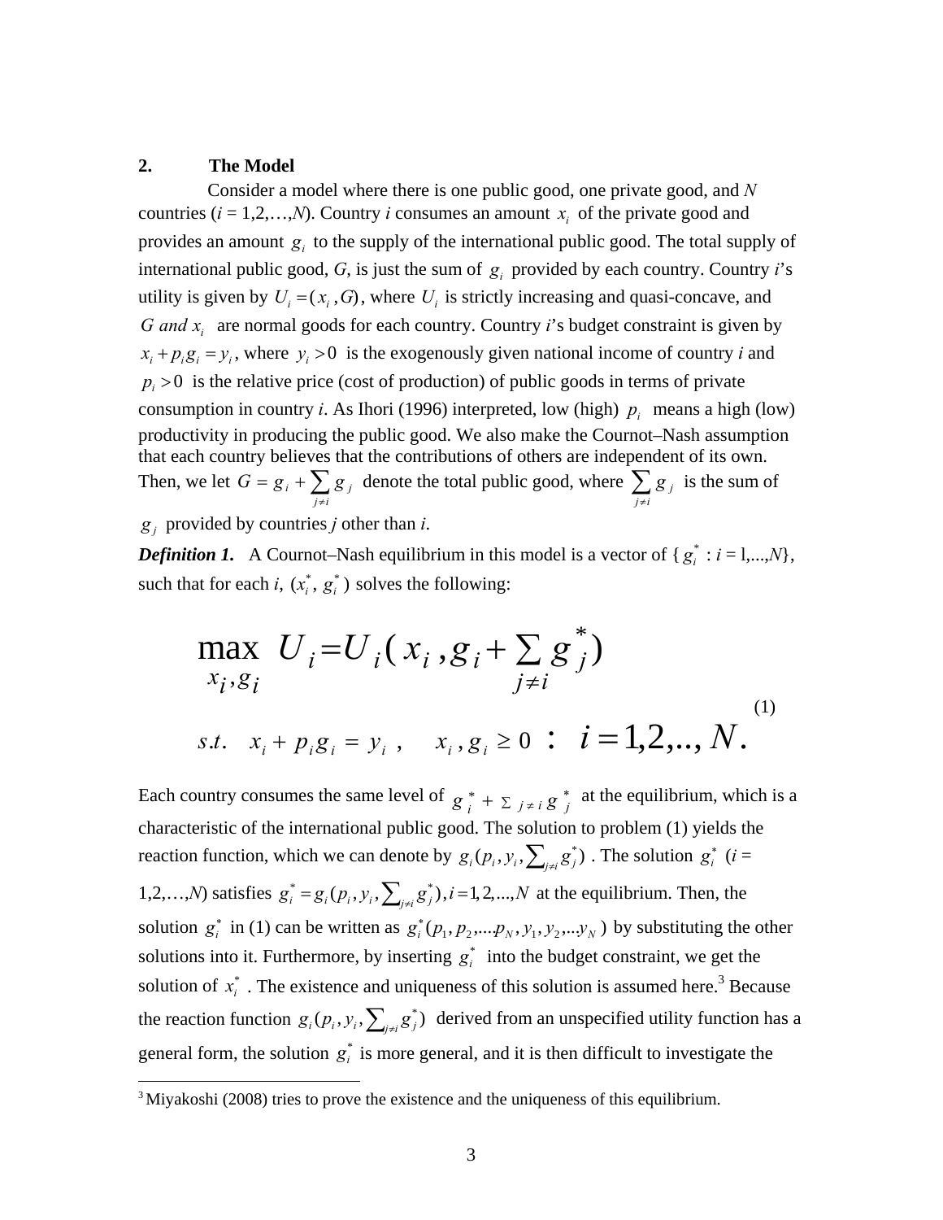## 2. The Model

Consider a model where there is one public good, one private good, and $N$ countries ($i$ = 1,2,…,$N$). Country $i$ consumes an amount $x_i$ of the private good and provides an amount $g_i$ to the supply of the international public good. The total supply of international public good, $G$, is just the sum of $g_i$ provided by each country. Country $i$'s utility is given by $U_i = (x_i, G)$, where $U_i$ is strictly increasing and quasi-concave, and $G$ and $x_i$ are normal goods for each country. Country $i$'s budget constraint is given by $x_i + p_i g_i = y_i$, where $y_i > 0$ is the exogenously given national income of country $i$ and $p_i > 0$ is the relative price (cost of production) of public goods in terms of private consumption in country $i$. As Ihori (1996) interpreted, low (high) $p_i$ means a high (low) productivity in producing the public good. We also make the Cournot–Nash assumption that each country believes that the contributions of others are independent of its own. Then, we let $G = g_i + \sum_{j \neq i} g_j$ denote the total public good, where $\sum_{j \neq i} g_j$ is the sum of $g_j$ provided by countries $j$ other than $i$.

***Definition 1.*** A Cournot–Nash equilibrium in this model is a vector of $\{g_i^* : i = 1,...,N\}$, such that for each $i$, $(x_i^*, g_i^*)$ solves the following:

$$\max_{x_i, g_i} \; U_i = U_i(x_i, g_i + \sum_{j \neq i} g_j^*)$$

$$s.t. \quad x_i + p_i g_i = y_i \;, \quad x_i, g_i \geq 0 \; : \; i = 1,2,.., N. \tag{1}$$

Each country consumes the same level of $g_i^* + \sum_{j \neq i} g_j^*$ at the equilibrium, which is a characteristic of the international public good. The solution to problem (1) yields the reaction function, which we can denote by $g_i(p_i, y_i, \sum_{j \neq i} g_j^*)$. The solution $g_i^*$ ($i$ = 1,2,…,$N$) satisfies $g_i^* = g_i(p_i, y_i, \sum_{j \neq i} g_j^*), i = 1, 2, ..., N$ at the equilibrium. Then, the solution $g_i^*$ in (1) can be written as $g_i^*(p_1, p_2, ....p_N, y_1, y_2, ...y_N)$ by substituting the other solutions into it. Furthermore, by inserting $g_i^*$ into the budget constraint, we get the solution of $x_i^*$. The existence and uniqueness of this solution is assumed here.[3] Because the reaction function $g_i(p_i, y_i, \sum_{j \neq i} g_j^*)$ derived from an unspecified utility function has a general form, the solution $g_i^*$ is more general, and it is then difficult to investigate the

[3] Miyakoshi (2008) tries to prove the existence and the uniqueness of this equilibrium.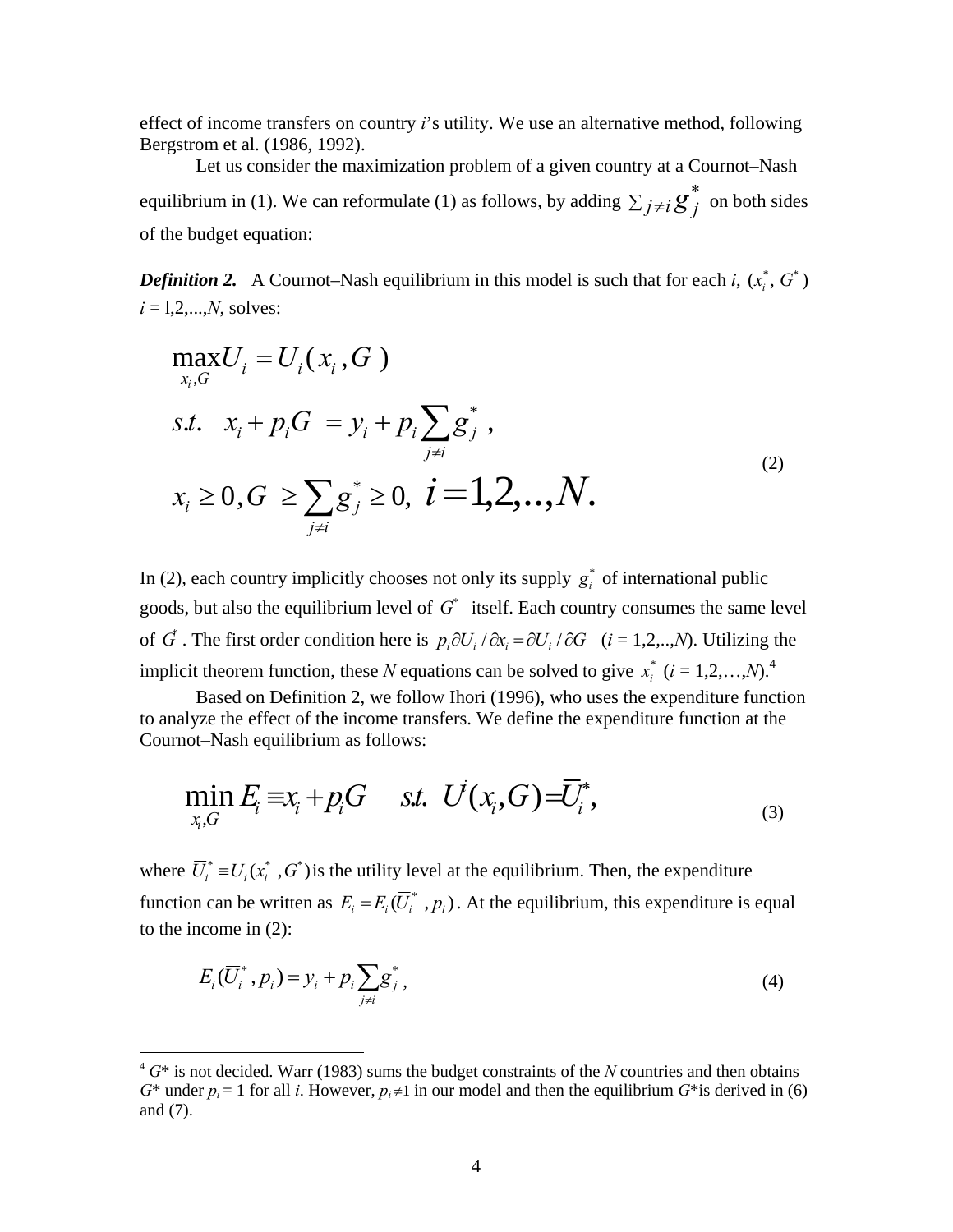effect of income transfers on country $i$'s utility. We use an alternative method, following Bergstrom et al. (1986, 1992).

Let us consider the maximization problem of a given country at a Cournot–Nash equilibrium in (1). We can reformulate (1) as follows, by adding $\sum_{j \neq i} g_j^*$ on both sides of the budget equation:

***Definition 2.*** A Cournot–Nash equilibrium in this model is such that for each $i$, $(x_i^*, G^*)$ $i = 1,2,...,N$, solves:

$$
\begin{aligned}
&\max_{x_i, G} U_i = U_i(x_i, G) \\
&s.t. \quad x_i + p_i G = y_i + p_i \sum_{j \neq i} g_j^*, \\
&x_i \geq 0, G \geq \sum_{j \neq i} g_j^* \geq 0, \; i = 1,2,..,N.
\end{aligned}
\tag{2}
$$

In (2), each country implicitly chooses not only its supply $g_i^*$ of international public goods, but also the equilibrium level of $G^*$ itself. Each country consumes the same level of $G^*$. The first order condition here is $p_i \partial U_i / \partial x_i = \partial U_i / \partial G$ ($i = 1,2,..,N$). Utilizing the implicit theorem function, these $N$ equations can be solved to give $x_i^*$ ($i = 1,2,\ldots,N$).[4]

Based on Definition 2, we follow Ihori (1996), who uses the expenditure function to analyze the effect of the income transfers. We define the expenditure function at the Cournot–Nash equilibrium as follows:

$$
\min_{x_i, G} E_i \equiv x_i + p_i G \quad s.t. \;\; U^i(x_i, G) = \overline{U}_i^*, \tag{3}
$$

where $\overline{U}_i^* \equiv U_i(x_i^*, G^*)$ is the utility level at the equilibrium. Then, the expenditure function can be written as $E_i = E_i(\overline{U}_i^*, p_i)$. At the equilibrium, this expenditure is equal to the income in (2):

$$
E_i(\overline{U}_i^*, p_i) = y_i + p_i \sum_{j \neq i} g_j^*, \tag{4}
$$

---

[4] $G^*$ is not decided. Warr (1983) sums the budget constraints of the $N$ countries and then obtains $G^*$ under $p_i = 1$ for all $i$. However, $p_i \neq 1$ in our model and then the equilibrium $G^*$ is derived in (6) and (7).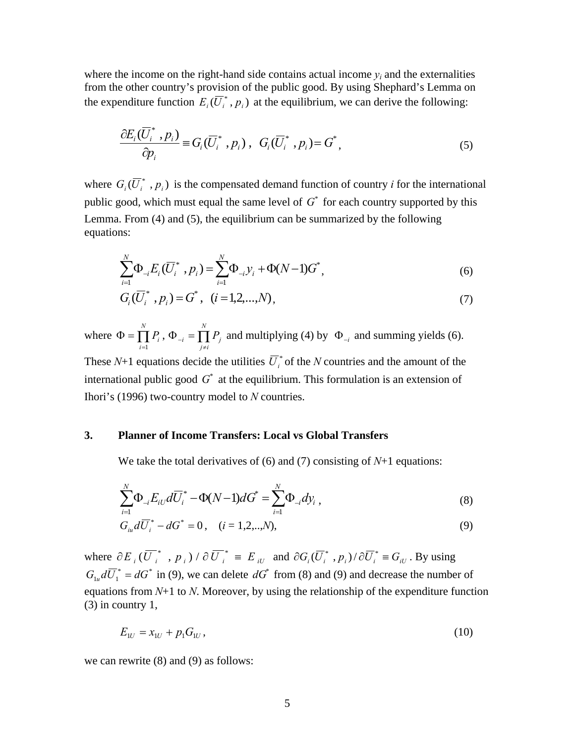where the income on the right-hand side contains actual income $y_i$ and the externalities from the other country's provision of the public good. By using Shephard's Lemma on the expenditure function $E_i(\overline{U}_i^*, p_i)$ at the equilibrium, we can derive the following:

$$\frac{\partial E_i(\overline{U}_i^*, p_i)}{\partial p_i} \equiv G_i(\overline{U}_i^*, p_i), \quad G_i(\overline{U}_i^*, p_i) = G^*, \tag{5}$$

where $G_i(\overline{U}_i^*, p_i)$ is the compensated demand function of country *i* for the international public good, which must equal the same level of $G^*$ for each country supported by this Lemma. From (4) and (5), the equilibrium can be summarized by the following equations:

$$\sum_{i=1}^{N} \Phi_{-i} E_i(\overline{U}_i^*, p_i) = \sum_{i=1}^{N} \Phi_{-i} y_i + \Phi(N-1)G^*, \tag{6}$$

$$G_i(\overline{U}_i^*, p_i) = G^*, \quad (i = 1,2,...,N), \tag{7}$$

where $\Phi = \prod_{i=1}^{N} P_i$, $\Phi_{-i} = \prod_{j \neq i}^{N} P_j$ and multiplying (4) by $\Phi_{-i}$ and summing yields (6). These *N*+1 equations decide the utilities $\overline{U}_i^*$ of the *N* countries and the amount of the international public good $G^*$ at the equilibrium. This formulation is an extension of Ihori's (1996) two-country model to *N* countries.

## 3. Planner of Income Transfers: Local vs Global Transfers

We take the total derivatives of (6) and (7) consisting of *N*+1 equations:

$$\sum_{i=1}^{N} \Phi_{-i} E_{iU} d\overline{U}_i^* - \Phi(N-1)dG^* = \sum_{i=1}^{N} \Phi_{-i} dy_i, \tag{8}$$

$$G_{iu} d\overline{U}_i^* - dG^* = 0, \quad (i = 1,2,..,N), \tag{9}$$

where $\partial E_i(\overline{U}_i^*, p_i)/\partial \overline{U}_i^* \equiv E_{iU}$ and $\partial G_i(\overline{U}_i^*, p_i)/\partial \overline{U}_i^* \equiv G_{iU}$. By using $G_{1u} d\overline{U}_1^* = dG^*$ in (9), we can delete $dG^*$ from (8) and (9) and decrease the number of equations from *N*+1 to *N*. Moreover, by using the relationship of the expenditure function (3) in country 1,

$$E_{1U} = x_{1U} + p_1 G_{1U}, \tag{10}$$

we can rewrite (8) and (9) as follows: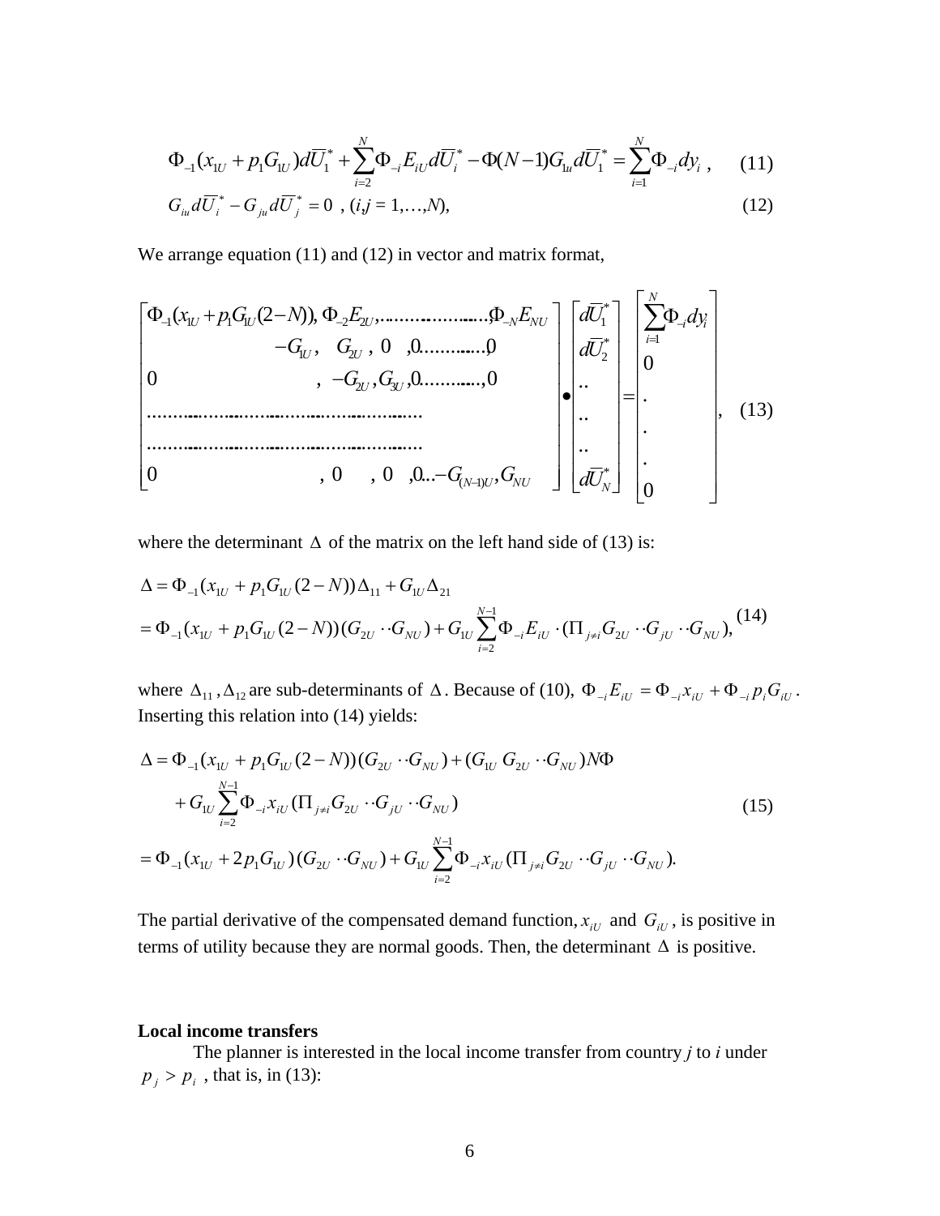$$\Phi_{-1}(x_{1U}+p_1G_{1U})d\overline{U}_1^* + \sum_{i=2}^{N}\Phi_{-i}E_{iU}d\overline{U}_i^* - \Phi(N-1)G_{1u}d\overline{U}_1^* = \sum_{i=1}^{N}\Phi_{-i}dy_i \ , \quad (11)$$

$$G_{iu}d\overline{U}_i^* - G_{ju}d\overline{U}_j^* = 0 \ , \ (i,j = 1,\ldots,N), \quad (12)$$

We arrange equation (11) and (12) in vector and matrix format,

$$\begin{bmatrix} \Phi_{-1}(x_{1U}+p_1G_{1U}(2-N)),\ \Phi_{-2}E_{2U},\ldots\ldots\ldots\ldots,\Phi_{-N}E_{NU} \\ -G_{1U},\ \ G_{2U}\ ,\ 0\ \ ,0\ldots\ldots\ldots,0 \\ 0\qquad\qquad\quad ,\ \ -G_{2U}\ ,G_{3U}\ ,0\ldots\ldots\ldots,0 \\ \ldots\ldots\ldots\ldots\ldots\ldots\ldots\ldots\ldots\ldots \\ \ldots\ldots\ldots\ldots\ldots\ldots\ldots\ldots\ldots\ldots \\ 0\qquad\qquad\quad ,\ 0\quad ,\ 0\ \ ,0\ldots -G_{(N-1)U},G_{NU} \end{bmatrix} \bullet \begin{bmatrix} d\overline{U}_1^* \\ d\overline{U}_2^* \\ .. \\ .. \\ .. \\ d\overline{U}_N^* \end{bmatrix} = \begin{bmatrix} \sum_{i=1}^{N}\Phi_{-i}dy_i \\ 0 \\ . \\ . \\ . \\ 0 \end{bmatrix}, \quad (13)$$

where the determinant $\Delta$ of the matrix on the left hand side of (13) is:

$$\begin{aligned} \Delta &= \Phi_{-1}(x_{1U}+p_1G_{1U}(2-N))\Delta_{11} + G_{1U}\Delta_{21} \\ &= \Phi_{-1}(x_{1U}+p_1G_{1U}(2-N))(G_{2U}\cdot\cdot G_{NU}) + G_{1U}\sum_{i=2}^{N-1}\Phi_{-i}E_{iU}\cdot(\Pi_{j\neq i}G_{2U}\cdot\cdot G_{jU}\cdot\cdot G_{NU}), \end{aligned} \quad (14)$$

where $\Delta_{11}, \Delta_{12}$ are sub-determinants of $\Delta$. Because of (10), $\Phi_{-i}E_{iU} = \Phi_{-i}x_{iU} + \Phi_{-i}p_iG_{iU}$. Inserting this relation into (14) yields:

$$\begin{aligned} \Delta &= \Phi_{-1}(x_{1U}+p_1G_{1U}(2-N))(G_{2U}\cdot\cdot G_{NU}) + (G_{1U}\ G_{2U}\cdot\cdot G_{NU})N\Phi \\ &\quad + G_{1U}\sum_{i=2}^{N-1}\Phi_{-i}x_{iU}(\Pi_{j\neq i}G_{2U}\cdot\cdot G_{jU}\cdot\cdot G_{NU}) \\ &= \Phi_{-1}(x_{1U}+2p_1G_{1U})(G_{2U}\cdot\cdot G_{NU}) + G_{1U}\sum_{i=2}^{N-1}\Phi_{-i}x_{iU}(\Pi_{j\neq i}G_{2U}\cdot\cdot G_{jU}\cdot\cdot G_{NU}). \end{aligned} \quad (15)$$

The partial derivative of the compensated demand function, $x_{iU}$ and $G_{iU}$, is positive in terms of utility because they are normal goods. Then, the determinant $\Delta$ is positive.

**Local income transfers**

The planner is interested in the local income transfer from country *j* to *i* under $p_j > p_i$, that is, in (13):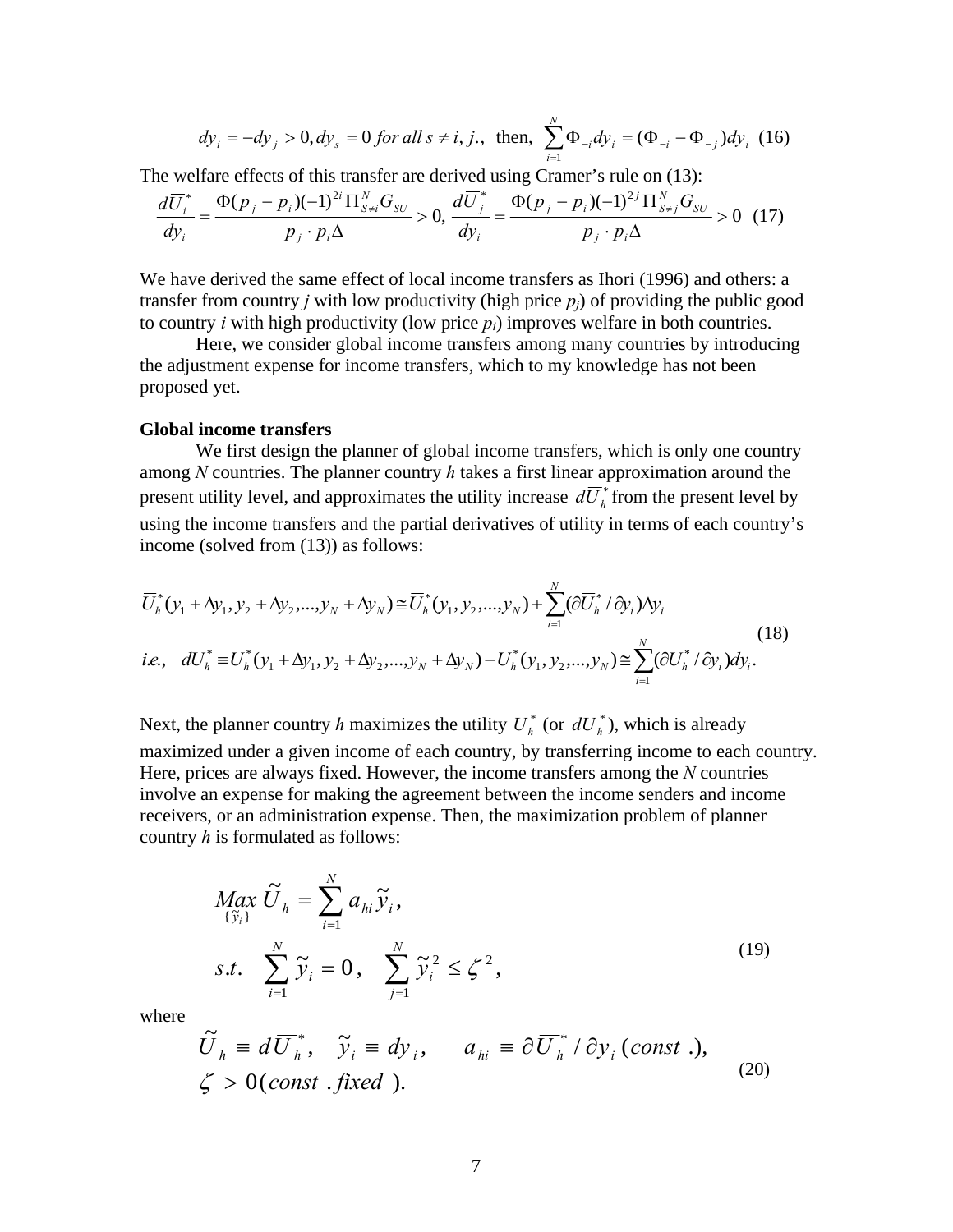$$dy_i = -dy_j > 0, dy_s = 0 \; for \; all \; s \neq i, j., \text{ then, } \sum_{i=1}^{N} \Phi_{-i} dy_i = (\Phi_{-i} - \Phi_{-j}) dy_i \quad (16)$$

The welfare effects of this transfer are derived using Cramer's rule on (13):

$$\frac{d\overline{U}_i^*}{dy_i} = \frac{\Phi(p_j - p_i)(-1)^{2i} \Pi_{S \neq i}^{N} G_{SU}}{p_j \cdot p_i \Delta} > 0, \; \frac{d\overline{U}_j^*}{dy_i} = \frac{\Phi(p_j - p_i)(-1)^{2j} \Pi_{S \neq j}^{N} G_{SU}}{p_j \cdot p_i \Delta} > 0 \quad (17)$$

We have derived the same effect of local income transfers as Ihori (1996) and others: a transfer from country $j$ with low productivity (high price $p_j$) of providing the public good to country $i$ with high productivity (low price $p_i$) improves welfare in both countries.

Here, we consider global income transfers among many countries by introducing the adjustment expense for income transfers, which to my knowledge has not been proposed yet.

**Global income transfers**

We first design the planner of global income transfers, which is only one country among $N$ countries. The planner country $h$ takes a first linear approximation around the present utility level, and approximates the utility increase $d\overline{U}_h^*$ from the present level by using the income transfers and the partial derivatives of utility in terms of each country's income (solved from (13)) as follows:

$$\begin{aligned} &\overline{U}_h^*(y_1 + \Delta y_1, y_2 + \Delta y_2, ..., y_N + \Delta y_N) \cong \overline{U}_h^*(y_1, y_2, ..., y_N) + \sum_{i=1}^{N} (\partial \overline{U}_h^* / \partial y_i) \Delta y_i \\ &i.e., \quad d\overline{U}_h^* \equiv \overline{U}_h^*(y_1 + \Delta y_1, y_2 + \Delta y_2, ..., y_N + \Delta y_N) - \overline{U}_h^*(y_1, y_2, ..., y_N) \cong \sum_{i=1}^{N} (\partial \overline{U}_h^* / \partial y_i) dy_i. \end{aligned} \quad (18)$$

Next, the planner country $h$ maximizes the utility $\overline{U}_h^*$ (or $d\overline{U}_h^*$), which is already maximized under a given income of each country, by transferring income to each country. Here, prices are always fixed. However, the income transfers among the $N$ countries involve an expense for making the agreement between the income senders and income receivers, or an administration expense. Then, the maximization problem of planner country $h$ is formulated as follows:

$$\begin{aligned} &\underset{\{\tilde{y}_i\}}{Max} \; \tilde{U}_h = \sum_{i=1}^{N} a_{hi} \tilde{y}_i, \\ &s.t. \quad \sum_{i=1}^{N} \tilde{y}_i = 0, \quad \sum_{j=1}^{N} \tilde{y}_i^2 \leq \zeta^2, \end{aligned} \quad (19)$$

where

$$\begin{aligned} &\tilde{U}_h \equiv d\overline{U}_h^*, \quad \tilde{y}_i \equiv dy_i, \qquad a_{hi} \equiv \partial \overline{U}_h^* / \partial y_i \; (const.), \\ &\zeta > 0 (const. fixed). \end{aligned} \quad (20)$$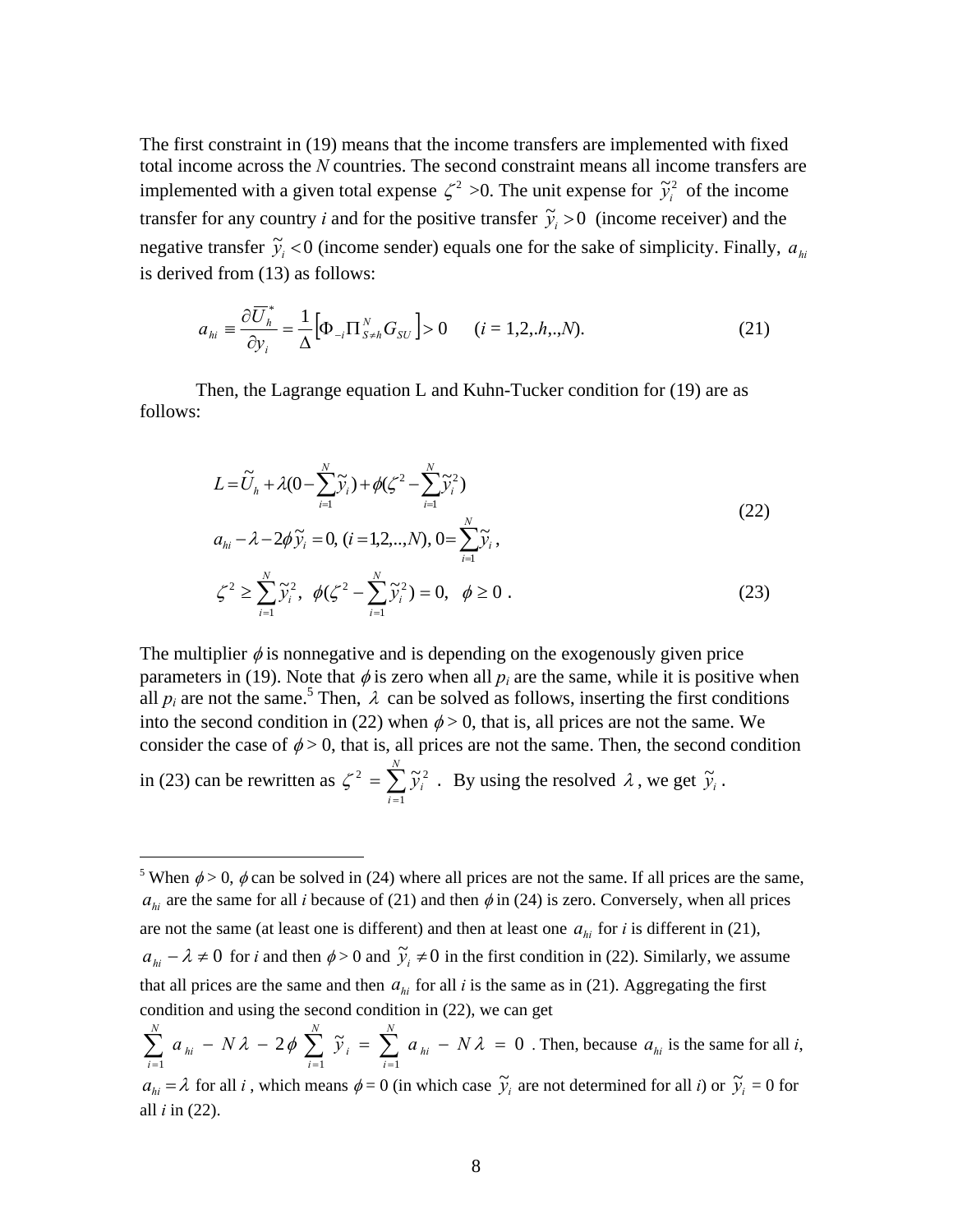The first constraint in (19) means that the income transfers are implemented with fixed total income across the $N$ countries. The second constraint means all income transfers are implemented with a given total expense $\zeta^2 > 0$. The unit expense for $\tilde{y}_i^2$ of the income transfer for any country $i$ and for the positive transfer $\tilde{y}_i > 0$ (income receiver) and the negative transfer $\tilde{y}_i < 0$ (income sender) equals one for the sake of simplicity. Finally, $a_{hi}$ is derived from (13) as follows:

$$a_{hi} \equiv \frac{\partial \overline{U}_h^*}{\partial y_i} = \frac{1}{\Delta}\left[\Phi_{-i}\Pi_{S \neq h}^N G_{SU}\right] > 0 \qquad (i = 1,2,.h,.,N). \tag{21}$$

Then, the Lagrange equation L and Kuhn-Tucker condition for (19) are as follows:

$$L = \tilde{U}_h + \lambda(0 - \sum_{i=1}^N \tilde{y}_i) + \phi(\zeta^2 - \sum_{i=1}^N \tilde{y}_i^2)$$

$$a_{hi} - \lambda - 2\phi\tilde{y}_i = 0, \ (i = 1,2,..,N), \ 0 = \sum_{i=1}^N \tilde{y}_i\,, \tag{22}$$

$$\zeta^2 \geq \sum_{i=1}^N \tilde{y}_i^2, \ \ \phi(\zeta^2 - \sum_{i=1}^N \tilde{y}_i^2) = 0, \ \ \phi \geq 0\ . \tag{23}$$

The multiplier $\phi$ is nonnegative and is depending on the exogenously given price parameters in (19). Note that $\phi$ is zero when all $p_i$ are the same, while it is positive when all $p_i$ are not the same.[5] Then, $\lambda$ can be solved as follows, inserting the first conditions into the second condition in (22) when $\phi > 0$, that is, all prices are not the same. We consider the case of $\phi > 0$, that is, all prices are not the same. Then, the second condition in (23) can be rewritten as $\zeta^2 = \sum_{i=1}^N \tilde{y}_i^2$ . By using the resolved $\lambda$, we get $\tilde{y}_i$.

---

[5] When $\phi > 0$, $\phi$ can be solved in (24) where all prices are not the same. If all prices are the same, $a_{hi}$ are the same for all $i$ because of (21) and then $\phi$ in (24) is zero. Conversely, when all prices are not the same (at least one is different) and then at least one $a_{hi}$ for $i$ is different in (21), $a_{hi} - \lambda \neq 0$ for $i$ and then $\phi > 0$ and $\tilde{y}_i \neq 0$ in the first condition in (22). Similarly, we assume that all prices are the same and then $a_{hi}$ for all $i$ is the same as in (21). Aggregating the first condition and using the second condition in (22), we can get $\sum_{i=1}^N a_{hi} - N\lambda - 2\phi \sum_{i=1}^N \tilde{y}_i = \sum_{i=1}^N a_{hi} - N\lambda = 0$ . Then, because $a_{hi}$ is the same for all $i$, $a_{hi} = \lambda$ for all $i$ , which means $\phi = 0$ (in which case $\tilde{y}_i$ are not determined for all $i$) or $\tilde{y}_i = 0$ for all $i$ in (22).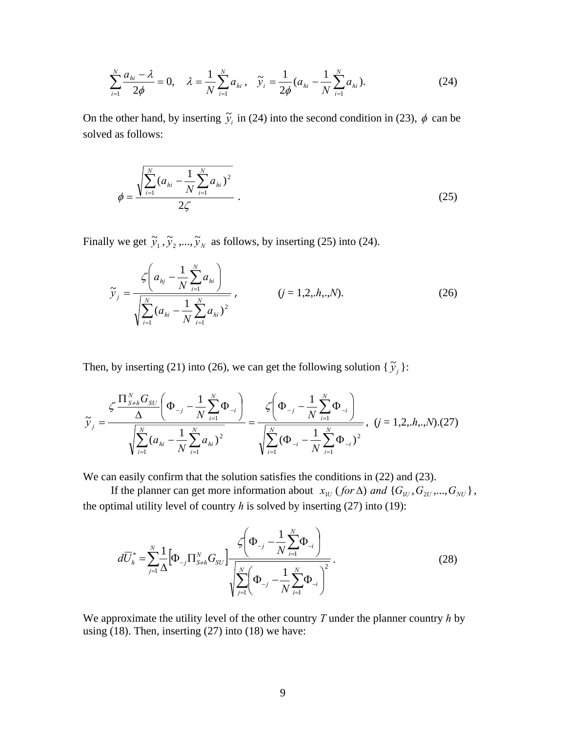$$\sum_{i=1}^{N} \frac{a_{hi} - \lambda}{2\phi} = 0, \quad \lambda = \frac{1}{N}\sum_{i=1}^{N} a_{hi}, \quad \tilde{y}_i = \frac{1}{2\phi}(a_{hi} - \frac{1}{N}\sum_{i=1}^{N} a_{hi}). \tag{24}$$

On the other hand, by inserting $\tilde{y}_i$ in (24) into the second condition in (23), $\phi$ can be solved as follows:

$$\phi = \frac{\sqrt{\sum_{i=1}^{N}(a_{hi} - \frac{1}{N}\sum_{i=1}^{N} a_{hi})^2}}{2\zeta}. \tag{25}$$

Finally we get $\tilde{y}_1, \tilde{y}_2, ..., \tilde{y}_N$ as follows, by inserting (25) into (24).

$$\tilde{y}_j = \frac{\zeta\left(a_{hj} - \frac{1}{N}\sum_{i=1}^{N} a_{hi}\right)}{\sqrt{\sum_{i=1}^{N}(a_{hi} - \frac{1}{N}\sum_{i=1}^{N} a_{hi})^2}}, \qquad (j = 1,2,.h,.,N). \tag{26}$$

Then, by inserting (21) into (26), we can get the following solution $\{\tilde{y}_j\}$:

$$\tilde{y}_j = \frac{\zeta \frac{\Pi_{S\neq h}^{N} G_{SU}}{\Delta}\left(\Phi_{-j} - \frac{1}{N}\sum_{i=1}^{N}\Phi_{-i}\right)}{\sqrt{\sum_{i=1}^{N}(a_{hi} - \frac{1}{N}\sum_{i=1}^{N} a_{hi})^2}} = \frac{\zeta\left(\Phi_{-j} - \frac{1}{N}\sum_{i=1}^{N}\Phi_{-i}\right)}{\sqrt{\sum_{i=1}^{N}(\Phi_{-i} - \frac{1}{N}\sum_{i=1}^{N}\Phi_{-i})^2}}, \quad (j = 1,2,.h,.,N). \tag{27}$$

We can easily confirm that the solution satisfies the conditions in (22) and (23).

If the planner can get more information about $x_{1U}$ (*for* $\Delta$) *and* $\{G_{1U}, G_{2U}, ..., G_{NU}\}$, the optimal utility level of country $h$ is solved by inserting (27) into (19):

$$d\overline{U}_h^* = \sum_{j=1}^{N}\frac{1}{\Delta}\left[\Phi_{-j}\Pi_{S\neq h}^{N} G_{SU}\right]\frac{\zeta\left(\Phi_{-j} - \frac{1}{N}\sum_{i=1}^{N}\Phi_{-i}\right)}{\sqrt{\sum_{j=1}^{N}\left(\Phi_{-j} - \frac{1}{N}\sum_{i=1}^{N}\Phi_{-i}\right)^2}}. \tag{28}$$

We approximate the utility level of the other country $T$ under the planner country $h$ by using (18). Then, inserting (27) into (18) we have: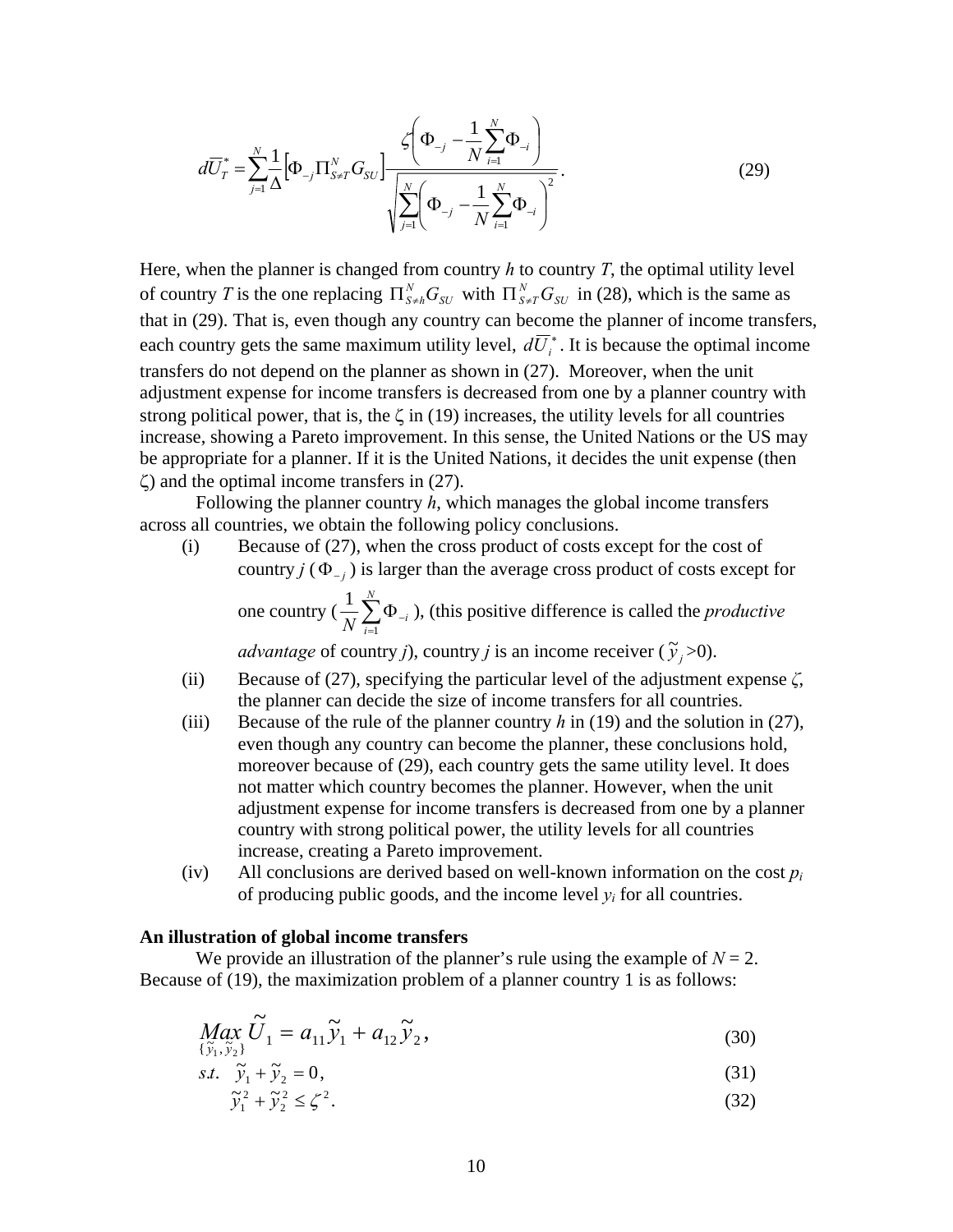$$d\overline{U}_T^* = \sum_{j=1}^{N} \frac{1}{\Delta} \left[ \Phi_{-j} \Pi_{S \neq T}^{N} G_{SU} \right] \frac{\zeta \left( \Phi_{-j} - \frac{1}{N} \sum_{i=1}^{N} \Phi_{-i} \right)}{\sqrt{\sum_{j=1}^{N} \left( \Phi_{-j} - \frac{1}{N} \sum_{i=1}^{N} \Phi_{-i} \right)^2}} . \tag{29}$$

Here, when the planner is changed from country *h* to country *T*, the optimal utility level of country *T* is the one replacing $\Pi_{S \neq h}^{N} G_{SU}$ with $\Pi_{S \neq T}^{N} G_{SU}$ in (28), which is the same as that in (29). That is, even though any country can become the planner of income transfers, each country gets the same maximum utility level, $d\overline{U}_i^*$. It is because the optimal income transfers do not depend on the planner as shown in (27). Moreover, when the unit adjustment expense for income transfers is decreased from one by a planner country with strong political power, that is, the $\zeta$ in (19) increases, the utility levels for all countries increase, showing a Pareto improvement. In this sense, the United Nations or the US may be appropriate for a planner. If it is the United Nations, it decides the unit expense (then $\zeta$) and the optimal income transfers in (27).

Following the planner country *h*, which manages the global income transfers across all countries, we obtain the following policy conclusions.

(i) Because of (27), when the cross product of costs except for the cost of country *j* ($\Phi_{-j}$) is larger than the average cross product of costs except for one country ($\frac{1}{N}\sum_{i=1}^{N}\Phi_{-i}$), (this positive difference is called the *productive advantage* of country *j*), country *j* is an income receiver ($\tilde{y}_j > 0$).

(ii) Because of (27), specifying the particular level of the adjustment expense $\zeta$, the planner can decide the size of income transfers for all countries.

(iii) Because of the rule of the planner country *h* in (19) and the solution in (27), even though any country can become the planner, these conclusions hold, moreover because of (29), each country gets the same utility level. It does not matter which country becomes the planner. However, when the unit adjustment expense for income transfers is decreased from one by a planner country with strong political power, the utility levels for all countries increase, creating a Pareto improvement.

(iv) All conclusions are derived based on well-known information on the cost $p_i$ of producing public goods, and the income level $y_i$ for all countries.

**An illustration of global income transfers**

We provide an illustration of the planner's rule using the example of $N = 2$. Because of (19), the maximization problem of a planner country 1 is as follows:

$$\underset{\{\tilde{y}_1, \tilde{y}_2\}}{Max}\ \tilde{U}_1 = a_{11}\tilde{y}_1 + a_{12}\tilde{y}_2 , \tag{30}$$

$$s.t. \quad \tilde{y}_1 + \tilde{y}_2 = 0 , \tag{31}$$

$$\tilde{y}_1^2 + \tilde{y}_2^2 \leq \zeta^2 . \tag{32}$$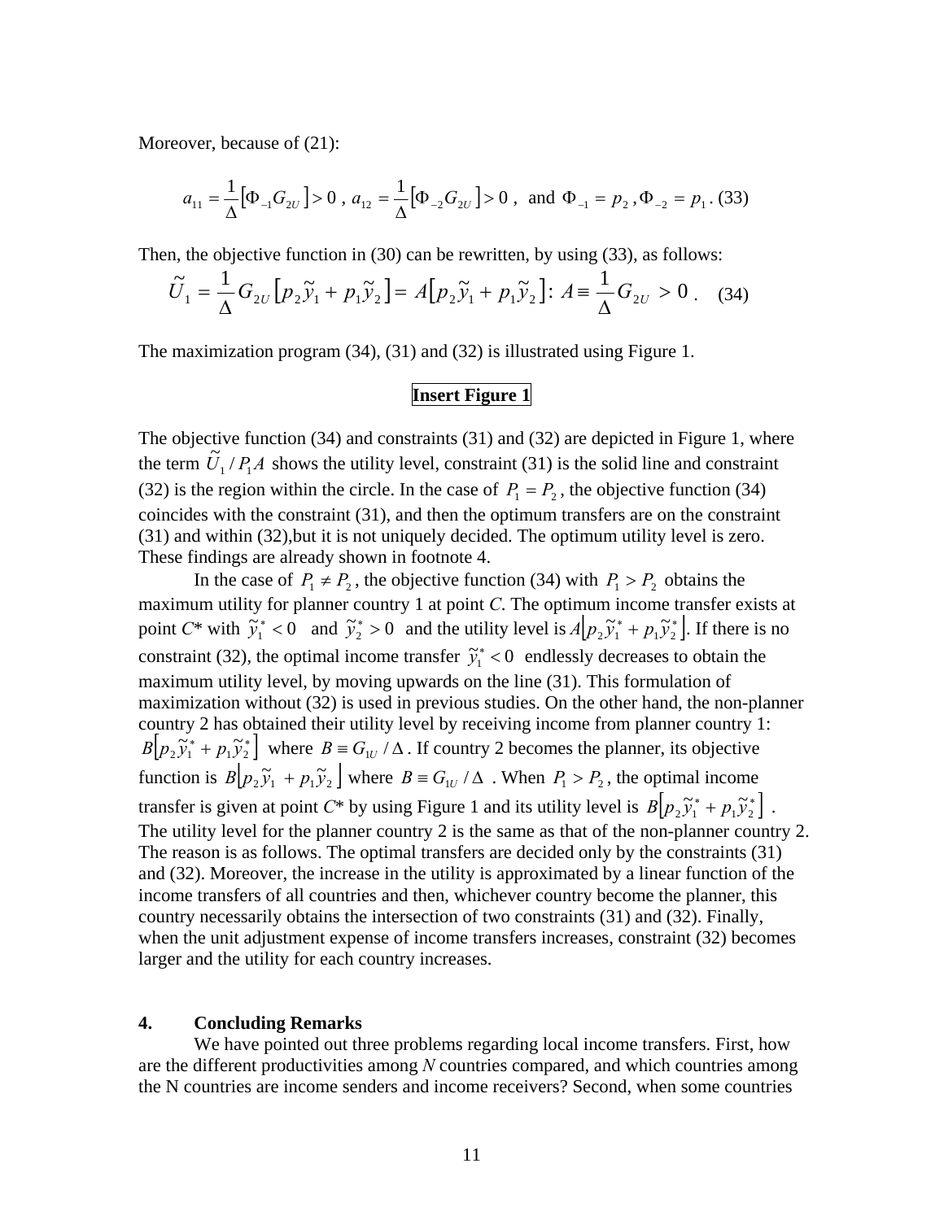Moreover, because of (21):

$$a_{11} = \frac{1}{\Delta}\left[\Phi_{-1}G_{2U}\right] > 0\ ,\ a_{12} = \frac{1}{\Delta}\left[\Phi_{-2}G_{2U}\right] > 0\ ,\ \text{ and } \Phi_{-1} = p_2\ , \Phi_{-2} = p_1\ . \quad (33)$$

Then, the objective function in (30) can be rewritten, by using (33), as follows:

$$\tilde{U}_1 = \frac{1}{\Delta}G_{2U}\left[p_2\tilde{y}_1 + p_1\tilde{y}_2\right] = A\left[p_2\tilde{y}_1 + p_1\tilde{y}_2\right]: A \equiv \frac{1}{\Delta}G_{2U} > 0\ . \quad (34)$$

The maximization program (34), (31) and (32) is illustrated using Figure 1.

**Insert Figure 1**

The objective function (34) and constraints (31) and (32) are depicted in Figure 1, where the term $\tilde{U}_1 / P_1 A$ shows the utility level, constraint (31) is the solid line and constraint (32) is the region within the circle. In the case of $P_1 = P_2$, the objective function (34) coincides with the constraint (31), and then the optimum transfers are on the constraint (31) and within (32),but it is not uniquely decided. The optimum utility level is zero. These findings are already shown in footnote 4.

In the case of $P_1 \neq P_2$, the objective function (34) with $P_1 > P_2$ obtains the maximum utility for planner country 1 at point *C*. The optimum income transfer exists at point *C*\* with $\tilde{y}_1^* < 0$ and $\tilde{y}_2^* > 0$ and the utility level is $A\left[p_2\tilde{y}_1^* + p_1\tilde{y}_2^*\right]$. If there is no constraint (32), the optimal income transfer $\tilde{y}_1^* < 0$ endlessly decreases to obtain the maximum utility level, by moving upwards on the line (31). This formulation of maximization without (32) is used in previous studies. On the other hand, the non-planner country 2 has obtained their utility level by receiving income from planner country 1: $B\left[p_2\tilde{y}_1^* + p_1\tilde{y}_2^*\right]$ where $B \equiv G_{1U} / \Delta$. If country 2 becomes the planner, its objective function is $B\left[p_2\tilde{y}_1 + p_1\tilde{y}_2\right]$ where $B \equiv G_{1U} / \Delta$. When $P_1 > P_2$, the optimal income transfer is given at point *C*\* by using Figure 1 and its utility level is $B\left[p_2\tilde{y}_1^* + p_1\tilde{y}_2^*\right]$. The utility level for the planner country 2 is the same as that of the non-planner country 2. The reason is as follows. The optimal transfers are decided only by the constraints (31) and (32). Moreover, the increase in the utility is approximated by a linear function of the income transfers of all countries and then, whichever country become the planner, this country necessarily obtains the intersection of two constraints (31) and (32). Finally, when the unit adjustment expense of income transfers increases, constraint (32) becomes larger and the utility for each country increases.

## 4. Concluding Remarks

We have pointed out three problems regarding local income transfers. First, how are the different productivities among *N* countries compared, and which countries among the N countries are income senders and income receivers? Second, when some countries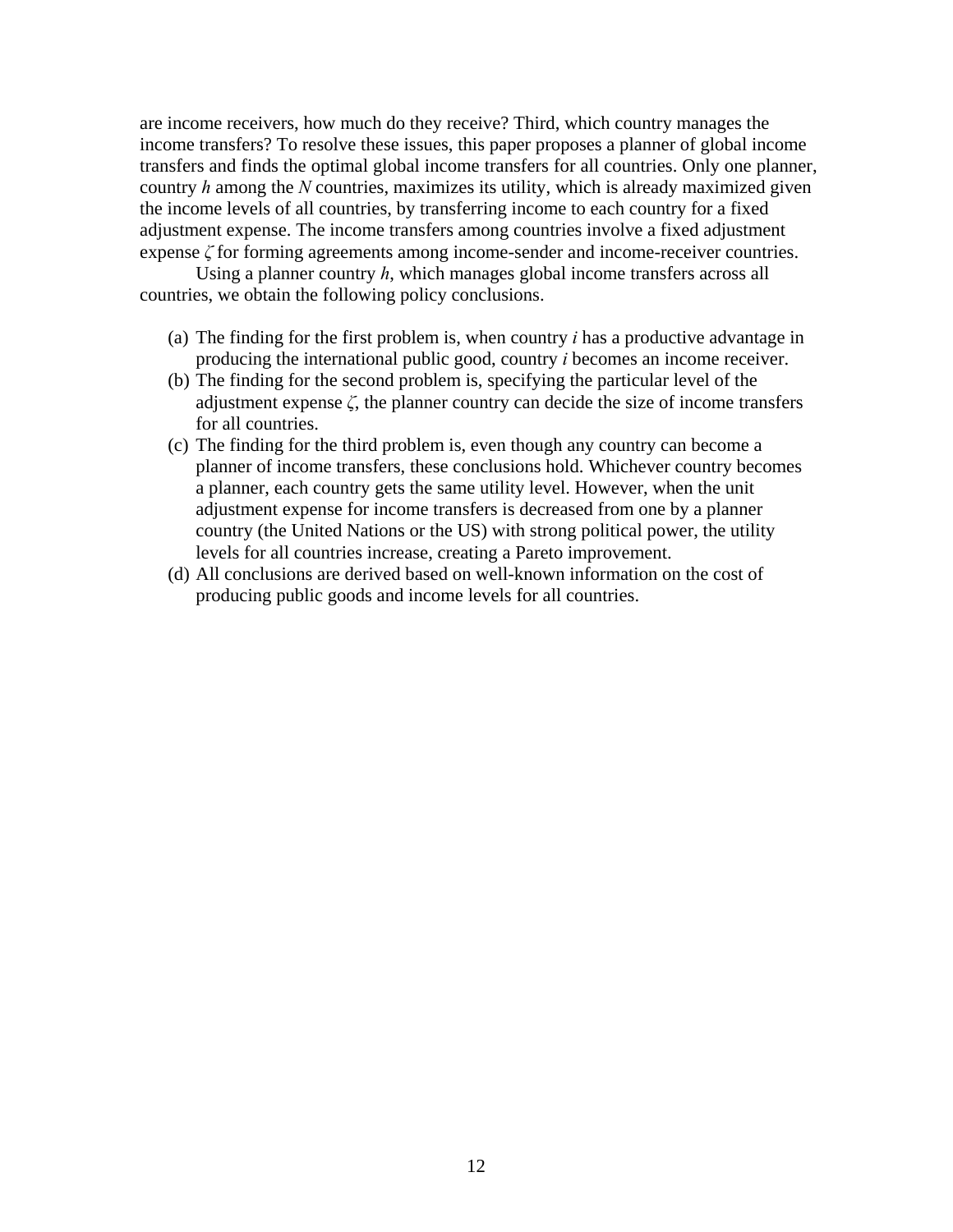are income receivers, how much do they receive? Third, which country manages the income transfers? To resolve these issues, this paper proposes a planner of global income transfers and finds the optimal global income transfers for all countries. Only one planner, country $h$ among the $N$ countries, maximizes its utility, which is already maximized given the income levels of all countries, by transferring income to each country for a fixed adjustment expense. The income transfers among countries involve a fixed adjustment expense $\zeta$ for forming agreements among income-sender and income-receiver countries.

Using a planner country $h$, which manages global income transfers across all countries, we obtain the following policy conclusions.

(a) The finding for the first problem is, when country $i$ has a productive advantage in producing the international public good, country $i$ becomes an income receiver.
(b) The finding for the second problem is, specifying the particular level of the adjustment expense $\zeta$, the planner country can decide the size of income transfers for all countries.
(c) The finding for the third problem is, even though any country can become a planner of income transfers, these conclusions hold. Whichever country becomes a planner, each country gets the same utility level. However, when the unit adjustment expense for income transfers is decreased from one by a planner country (the United Nations or the US) with strong political power, the utility levels for all countries increase, creating a Pareto improvement.
(d) All conclusions are derived based on well-known information on the cost of producing public goods and income levels for all countries.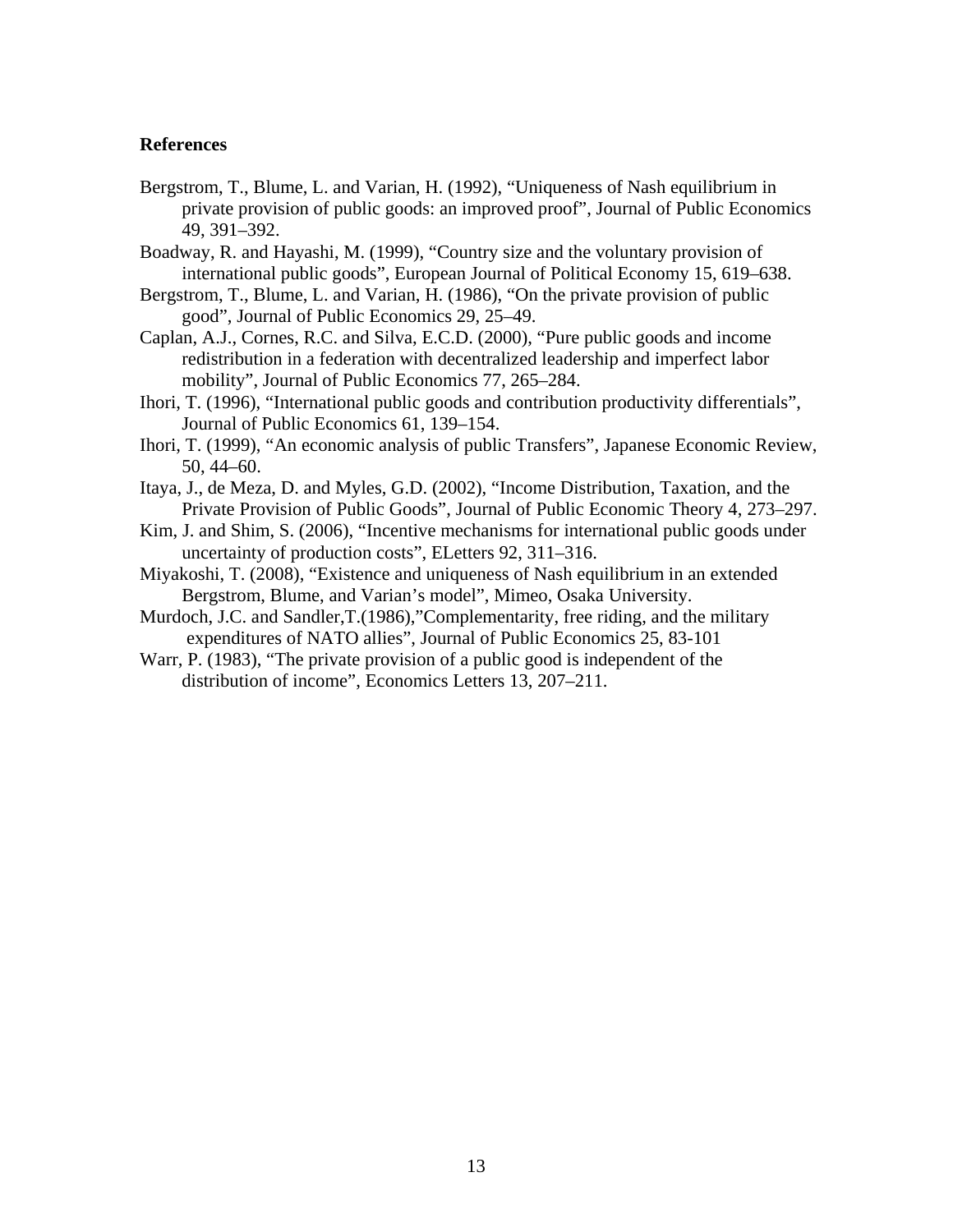## References

Bergstrom, T., Blume, L. and Varian, H. (1992), "Uniqueness of Nash equilibrium in private provision of public goods: an improved proof", Journal of Public Economics 49, 391–392.

Boadway, R. and Hayashi, M. (1999), "Country size and the voluntary provision of international public goods", European Journal of Political Economy 15, 619–638.

Bergstrom, T., Blume, L. and Varian, H. (1986), "On the private provision of public good", Journal of Public Economics 29, 25–49.

Caplan, A.J., Cornes, R.C. and Silva, E.C.D. (2000), "Pure public goods and income redistribution in a federation with decentralized leadership and imperfect labor mobility", Journal of Public Economics 77, 265–284.

Ihori, T. (1996), "International public goods and contribution productivity differentials", Journal of Public Economics 61, 139–154.

Ihori, T. (1999), "An economic analysis of public Transfers", Japanese Economic Review, 50, 44–60.

Itaya, J., de Meza, D. and Myles, G.D. (2002), "Income Distribution, Taxation, and the Private Provision of Public Goods", Journal of Public Economic Theory 4, 273–297.

Kim, J. and Shim, S. (2006), "Incentive mechanisms for international public goods under uncertainty of production costs", ELetters 92, 311–316.

Miyakoshi, T. (2008), "Existence and uniqueness of Nash equilibrium in an extended Bergstrom, Blume, and Varian's model", Mimeo, Osaka University.

Murdoch, J.C. and Sandler,T.(1986),"Complementarity, free riding, and the military expenditures of NATO allies", Journal of Public Economics 25, 83-101

Warr, P. (1983), "The private provision of a public good is independent of the distribution of income", Economics Letters 13, 207–211.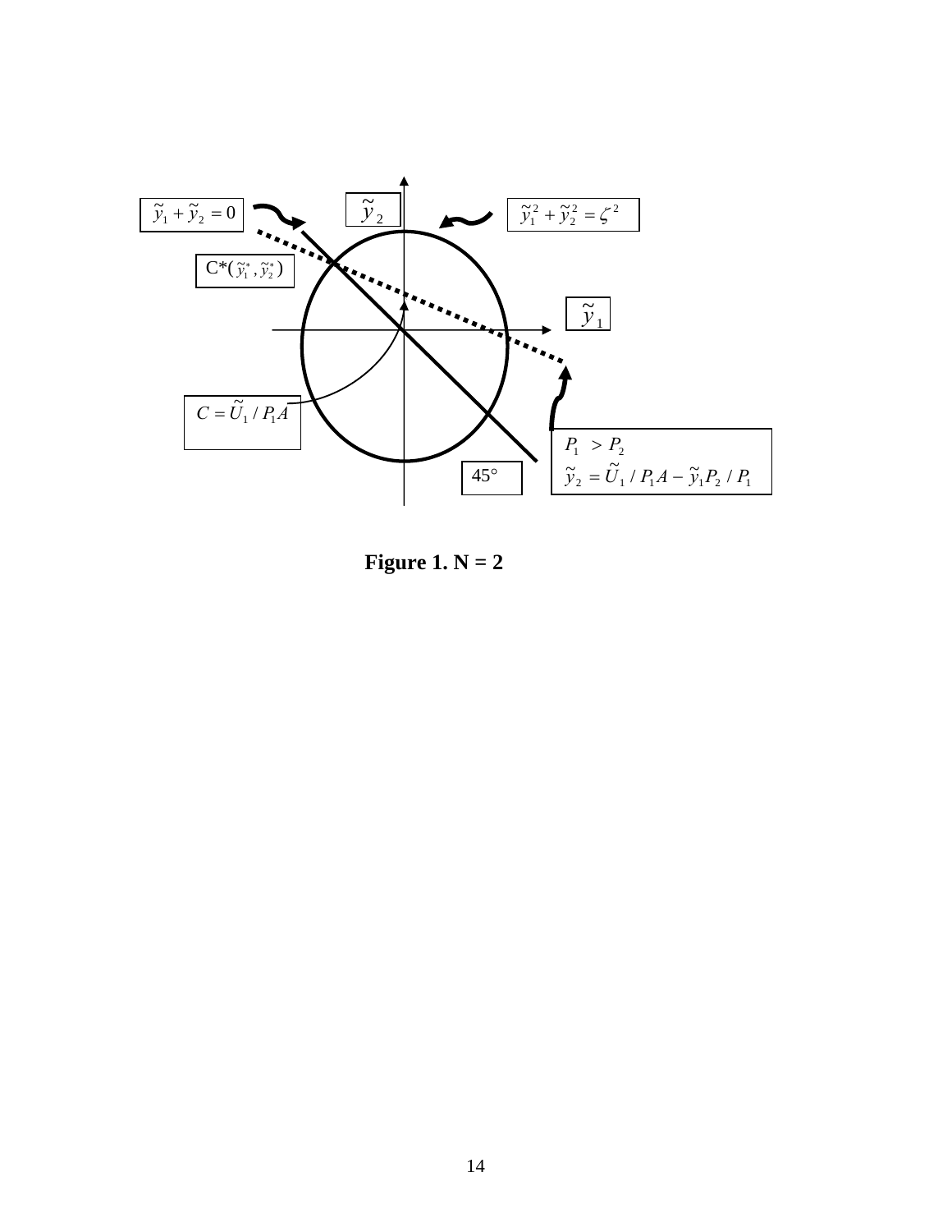$\tilde{y}_1 + \tilde{y}_2 = 0$

$\tilde{y}_2$

$\tilde{y}_1^2 + \tilde{y}_2^2 = \zeta^2$

C*($\tilde{y}_1^*, \tilde{y}_2^*$)

$\tilde{y}_1$

$C = \tilde{U}_1 / P_1 A$

$P_1 > P_2$

$\tilde{y}_2 = \tilde{U}_1 / P_1 A - \tilde{y}_1 P_2 / P_1$

45°

**Figure 1. N = 2**